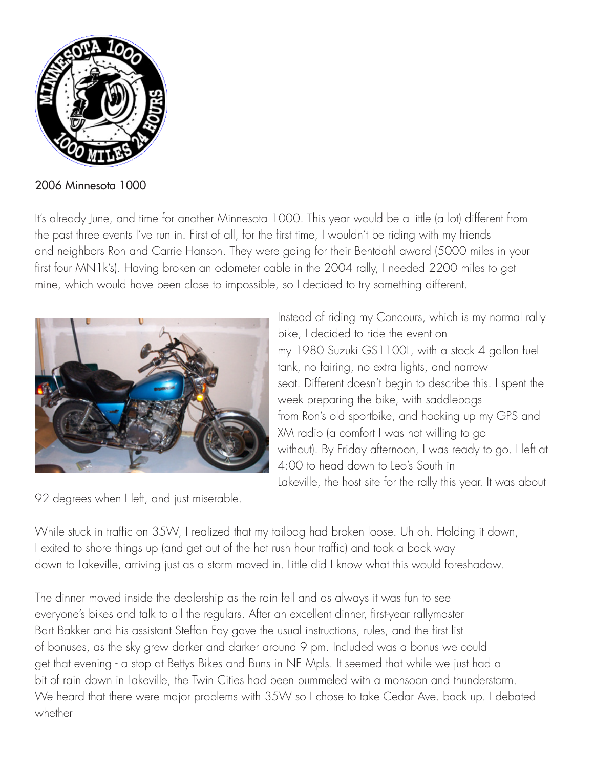2006 Minnesota 1000

It's already June, and time for another Minnesota 1000. This year would be a little (a lot) different from the past three events I've run in. First of all, for the first time, I wouldn't be riding with my friends and neighbors Ron and Carrie Hanson. They were going for their Bentdahl award (5000 miles in your first four MN1k's). Having broken an odometer cable in the 2004 rally, I needed 2200 miles to get mine, which would have been close to impossible, so I decided to try something different.

Instead of riding my Concours, which is my normal rally bike, I decided to ride the event on my 1980 Suzuki GS1100L, with a stock 4 gallon fuel tank, no fairing, no extra lights, and narrow seat. Different doesn't begin to describe this. I spent the week preparing the bike, with saddlebags from Ron's old sportbike, and hooking up my GPS and XM radio (a comfort I was not willing to go without). By Friday afternoon, I was ready to go. I left at 4:00 to head down to Leo's South in Lakeville, the host site for the rally this year. It was about 92 degrees when I left, and just miserable.

While stuck in traffic on 35W, I realized that my tailbag had broken loose. Uh oh. Holding it down, I exited to shore things up (and get out of the hot rush hour traffic) and took a back way down to Lakeville, arriving just as a storm moved in. Little did I know what this would foreshadow.

The dinner moved inside the dealership as the rain fell and as always it was fun to see everyone's bikes and talk to all the regulars. After an excellent dinner, first-year rallymaster Bart Bakker and his assistant Steffan Fay gave the usual instructions, rules, and the first list of bonuses, as the sky grew darker and darker around 9 pm. Included was a bonus we could get that evening - a stop at Bettys Bikes and Buns in NE Mpls. It seemed that while we just had a bit of rain down in Lakeville, the Twin Cities had been pummeled with a monsoon and thunderstorm. We heard that there were major problems with 35W so I chose to take Cedar Ave. back up. I debated whether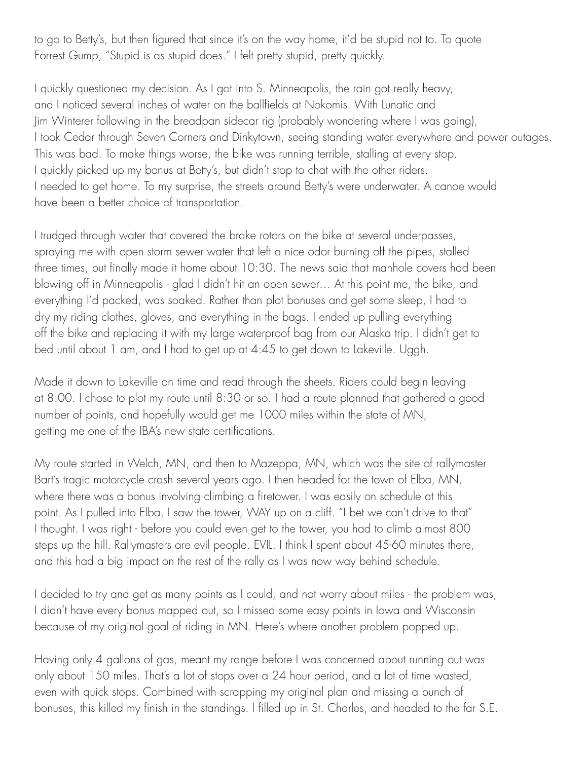to go to Betty's, but then figured that since it's on the way home, it'd be stupid not to. To quote Forrest Gump, "Stupid is as stupid does." I felt pretty stupid, pretty quickly.

I quickly questioned my decision. As I got into S. Minneapolis, the rain got really heavy, and I noticed several inches of water on the ballfields at Nokomis. With Lunatic and Jim Winterer following in the breadpan sidecar rig (probably wondering where I was going), I took Cedar through Seven Corners and Dinkytown, seeing standing water everywhere and power outages. This was bad. To make things worse, the bike was running terrible, stalling at every stop. I quickly picked up my bonus at Betty's, but didn't stop to chat with the other riders. I needed to get home. To my surprise, the streets around Betty's were underwater. A canoe would have been a better choice of transportation.

I trudged through water that covered the brake rotors on the bike at several underpasses, spraying me with open storm sewer water that left a nice odor burning off the pipes, stalled three times, but finally made it home about 10:30. The news said that manhole covers had been blowing off in Minneapolis - glad I didn't hit an open sewer… At this point me, the bike, and everything I'd packed, was soaked. Rather than plot bonuses and get some sleep, I had to dry my riding clothes, gloves, and everything in the bags. I ended up pulling everything off the bike and replacing it with my large waterproof bag from our Alaska trip. I didn't get to bed until about 1 am, and I had to get up at 4:45 to get down to Lakeville. Uggh.

Made it down to Lakeville on time and read through the sheets. Riders could begin leaving at 8:00. I chose to plot my route until 8:30 or so. I had a route planned that gathered a good number of points, and hopefully would get me 1000 miles within the state of MN, getting me one of the IBA's new state certifications.

My route started in Welch, MN, and then to Mazeppa, MN, which was the site of rallymaster Bart's tragic motorcycle crash several years ago. I then headed for the town of Elba, MN, where there was a bonus involving climbing a firetower. I was easily on schedule at this point. As I pulled into Elba, I saw the tower, WAY up on a cliff. "I bet we can't drive to that" I thought. I was right - before you could even get to the tower, you had to climb almost 800 steps up the hill. Rallymasters are evil people. EVIL. I think I spent about 45-60 minutes there, and this had a big impact on the rest of the rally as I was now way behind schedule.

I decided to try and get as many points as I could, and not worry about miles - the problem was, I didn't have every bonus mapped out, so I missed some easy points in Iowa and Wisconsin because of my original goal of riding in MN. Here's where another problem popped up.

Having only 4 gallons of gas, meant my range before I was concerned about running out was only about 150 miles. That's a lot of stops over a 24 hour period, and a lot of time wasted, even with quick stops. Combined with scrapping my original plan and missing a bunch of bonuses, this killed my finish in the standings. I filled up in St. Charles, and headed to the far S.E.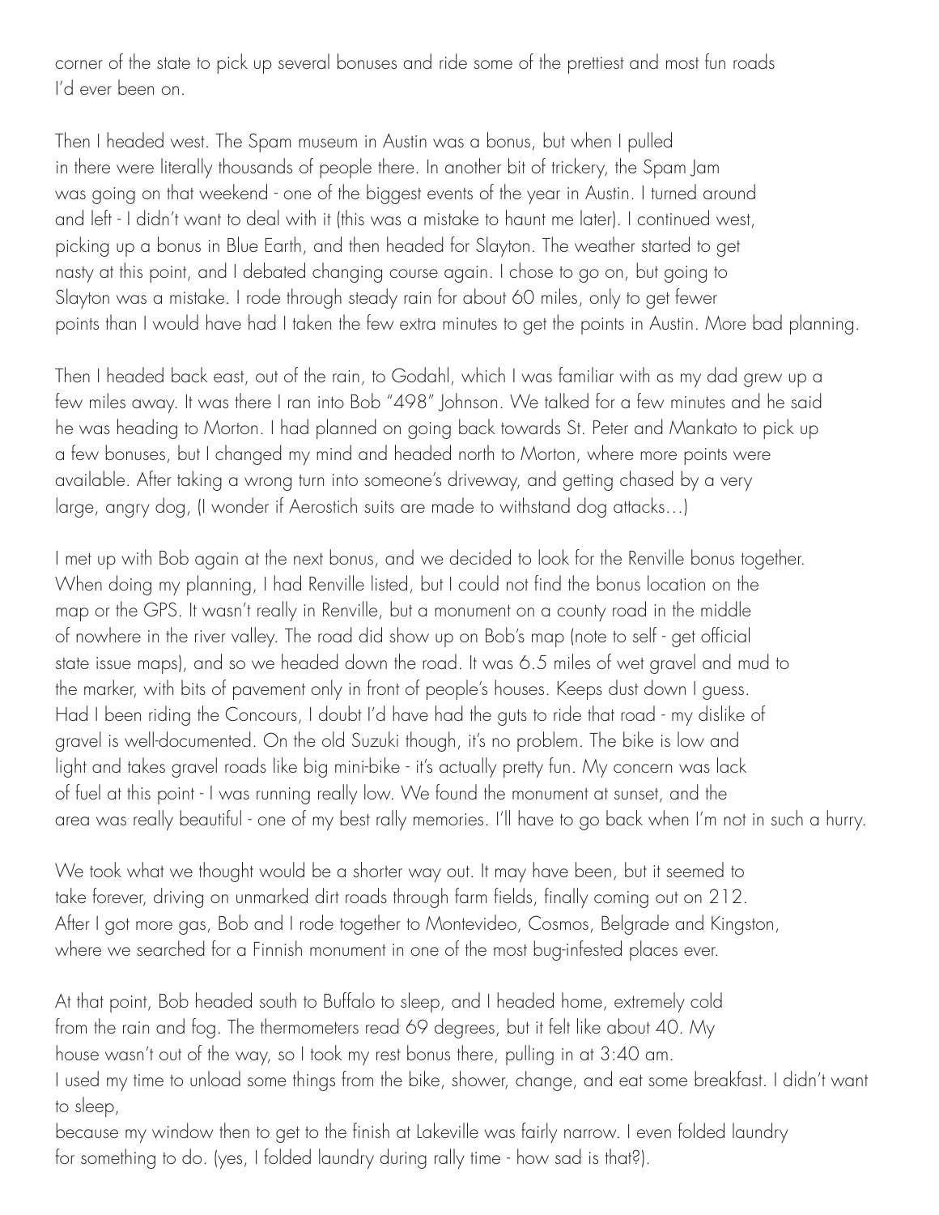corner of the state to pick up several bonuses and ride some of the prettiest and most fun roads I'd ever been on.

Then I headed west. The Spam museum in Austin was a bonus, but when I pulled in there were literally thousands of people there. In another bit of trickery, the Spam Jam was going on that weekend - one of the biggest events of the year in Austin. I turned around and left - I didn't want to deal with it (this was a mistake to haunt me later). I continued west, picking up a bonus in Blue Earth, and then headed for Slayton. The weather started to get nasty at this point, and I debated changing course again. I chose to go on, but going to Slayton was a mistake. I rode through steady rain for about 60 miles, only to get fewer points than I would have had I taken the few extra minutes to get the points in Austin. More bad planning.

Then I headed back east, out of the rain, to Godahl, which I was familiar with as my dad grew up a few miles away. It was there I ran into Bob "498" Johnson. We talked for a few minutes and he said he was heading to Morton. I had planned on going back towards St. Peter and Mankato to pick up a few bonuses, but I changed my mind and headed north to Morton, where more points were available. After taking a wrong turn into someone's driveway, and getting chased by a very large, angry dog, (I wonder if Aerostich suits are made to withstand dog attacks…)

I met up with Bob again at the next bonus, and we decided to look for the Renville bonus together. When doing my planning, I had Renville listed, but I could not find the bonus location on the map or the GPS. It wasn't really in Renville, but a monument on a county road in the middle of nowhere in the river valley. The road did show up on Bob's map (note to self - get official state issue maps), and so we headed down the road. It was 6.5 miles of wet gravel and mud to the marker, with bits of pavement only in front of people's houses. Keeps dust down I guess. Had I been riding the Concours, I doubt I'd have had the guts to ride that road - my dislike of gravel is well-documented. On the old Suzuki though, it's no problem. The bike is low and light and takes gravel roads like big mini-bike - it's actually pretty fun. My concern was lack of fuel at this point - I was running really low. We found the monument at sunset, and the area was really beautiful - one of my best rally memories. I'll have to go back when I'm not in such a hurry.

We took what we thought would be a shorter way out. It may have been, but it seemed to take forever, driving on unmarked dirt roads through farm fields, finally coming out on 212. After I got more gas, Bob and I rode together to Montevideo, Cosmos, Belgrade and Kingston, where we searched for a Finnish monument in one of the most bug-infested places ever.

At that point, Bob headed south to Buffalo to sleep, and I headed home, extremely cold from the rain and fog. The thermometers read 69 degrees, but it felt like about 40. My house wasn't out of the way, so I took my rest bonus there, pulling in at 3:40 am. I used my time to unload some things from the bike, shower, change, and eat some breakfast. I didn't want to sleep, because my window then to get to the finish at Lakeville was fairly narrow. I even folded laundry for something to do. (yes, I folded laundry during rally time - how sad is that?).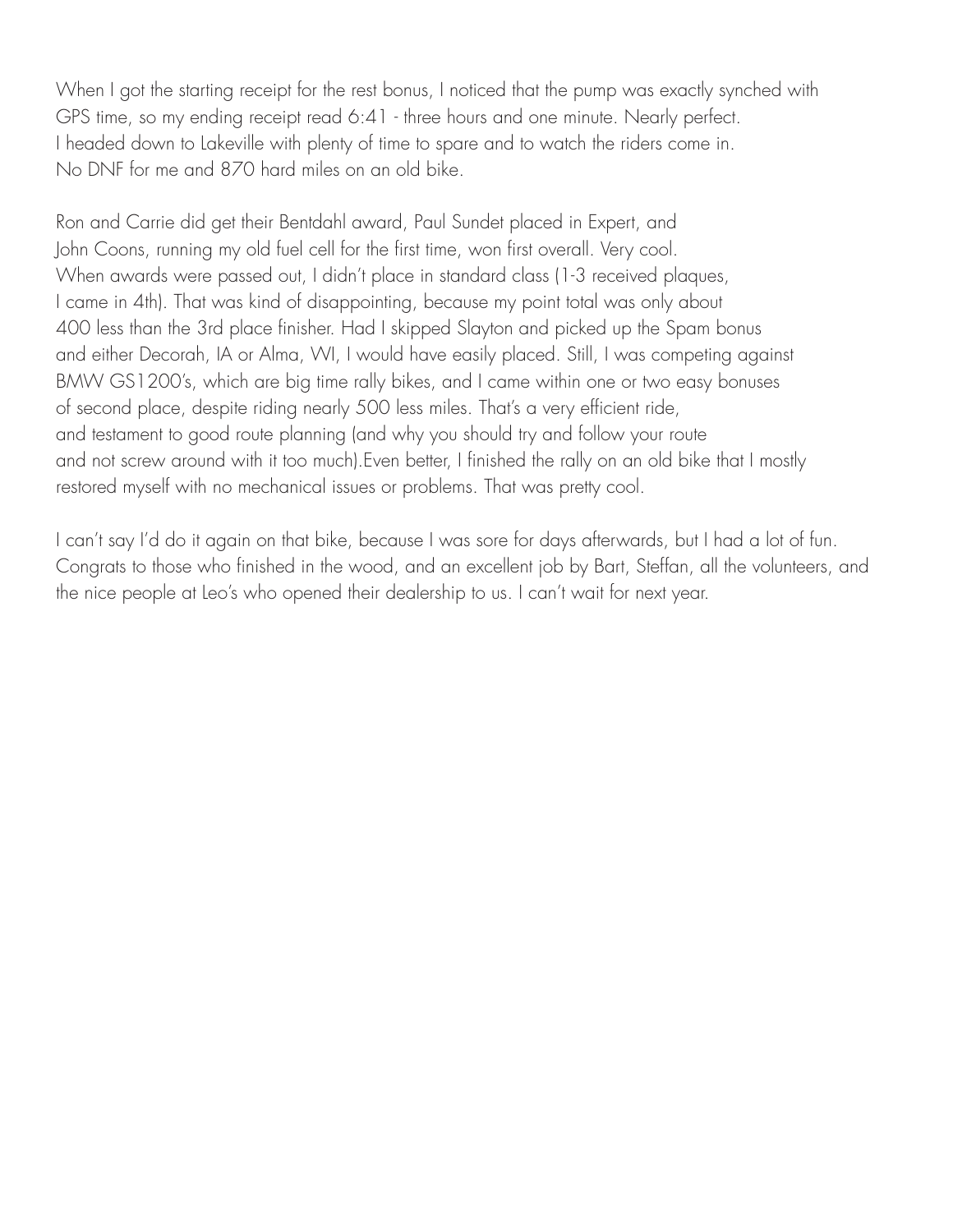When I got the starting receipt for the rest bonus, I noticed that the pump was exactly synched with GPS time, so my ending receipt read 6:41 - three hours and one minute. Nearly perfect.
I headed down to Lakeville with plenty of time to spare and to watch the riders come in.
No DNF for me and 870 hard miles on an old bike.

Ron and Carrie did get their Bentdahl award, Paul Sundet placed in Expert, and John Coons, running my old fuel cell for the first time, won first overall. Very cool.
When awards were passed out, I didn't place in standard class (1-3 received plaques, I came in 4th). That was kind of disappointing, because my point total was only about 400 less than the 3rd place finisher. Had I skipped Slayton and picked up the Spam bonus and either Decorah, IA or Alma, WI, I would have easily placed. Still, I was competing against BMW GS1200's, which are big time rally bikes, and I came within one or two easy bonuses of second place, despite riding nearly 500 less miles. That's a very efficient ride, and testament to good route planning (and why you should try and follow your route and not screw around with it too much).Even better, I finished the rally on an old bike that I mostly restored myself with no mechanical issues or problems. That was pretty cool.

I can't say I'd do it again on that bike, because I was sore for days afterwards, but I had a lot of fun. Congrats to those who finished in the wood, and an excellent job by Bart, Steffan, all the volunteers, and the nice people at Leo's who opened their dealership to us. I can't wait for next year.